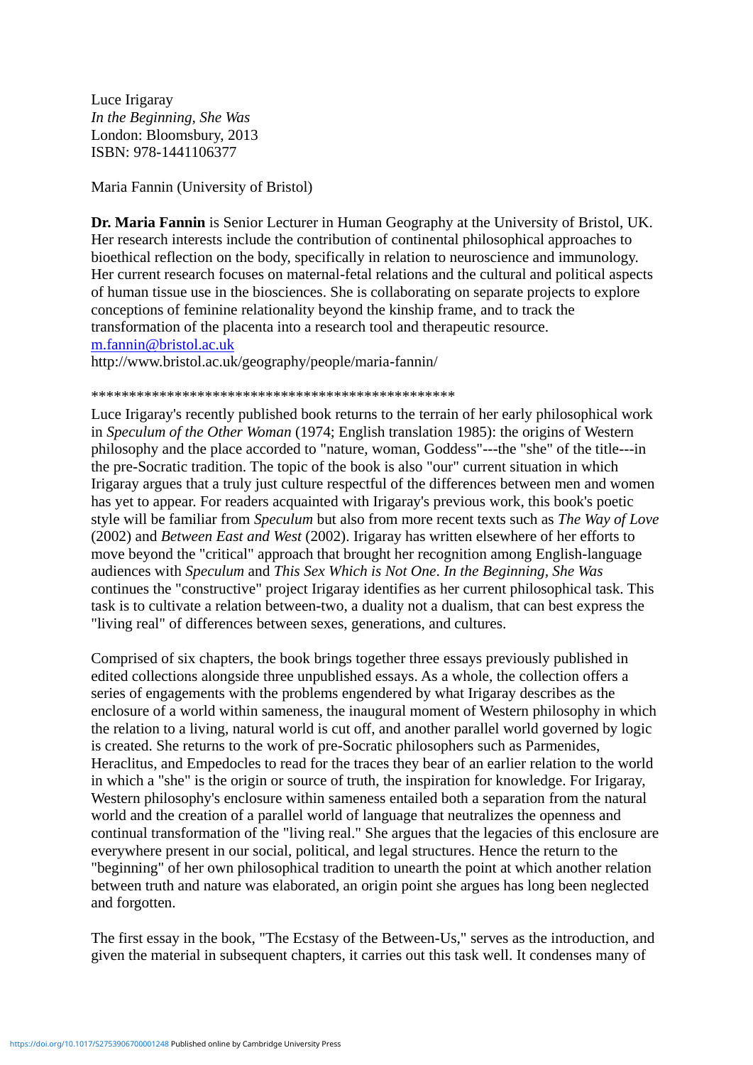Luce Irigaray
*In the Beginning, She Was*
London: Bloomsbury, 2013
ISBN: 978-1441106377

Maria Fannin (University of Bristol)

**Dr. Maria Fannin** is Senior Lecturer in Human Geography at the University of Bristol, UK. Her research interests include the contribution of continental philosophical approaches to bioethical reflection on the body, specifically in relation to neuroscience and immunology. Her current research focuses on maternal-fetal relations and the cultural and political aspects of human tissue use in the biosciences. She is collaborating on separate projects to explore conceptions of feminine relationality beyond the kinship frame, and to track the transformation of the placenta into a research tool and therapeutic resource.
m.fannin@bristol.ac.uk
http://www.bristol.ac.uk/geography/people/maria-fannin/

\*\*\*\*\*\*\*\*\*\*\*\*\*\*\*\*\*\*\*\*\*\*\*\*\*\*\*\*\*\*\*\*\*\*\*\*\*\*\*\*\*\*\*\*\*\*\*\*

Luce Irigaray's recently published book returns to the terrain of her early philosophical work in *Speculum of the Other Woman* (1974; English translation 1985): the origins of Western philosophy and the place accorded to "nature, woman, Goddess"---the "she" of the title---in the pre-Socratic tradition. The topic of the book is also "our" current situation in which Irigaray argues that a truly just culture respectful of the differences between men and women has yet to appear. For readers acquainted with Irigaray's previous work, this book's poetic style will be familiar from *Speculum* but also from more recent texts such as *The Way of Love* (2002) and *Between East and West* (2002). Irigaray has written elsewhere of her efforts to move beyond the "critical" approach that brought her recognition among English-language audiences with *Speculum* and *This Sex Which is Not One*. *In the Beginning, She Was* continues the "constructive" project Irigaray identifies as her current philosophical task. This task is to cultivate a relation between-two, a duality not a dualism, that can best express the "living real" of differences between sexes, generations, and cultures.

Comprised of six chapters, the book brings together three essays previously published in edited collections alongside three unpublished essays. As a whole, the collection offers a series of engagements with the problems engendered by what Irigaray describes as the enclosure of a world within sameness, the inaugural moment of Western philosophy in which the relation to a living, natural world is cut off, and another parallel world governed by logic is created. She returns to the work of pre-Socratic philosophers such as Parmenides, Heraclitus, and Empedocles to read for the traces they bear of an earlier relation to the world in which a "she" is the origin or source of truth, the inspiration for knowledge. For Irigaray, Western philosophy's enclosure within sameness entailed both a separation from the natural world and the creation of a parallel world of language that neutralizes the openness and continual transformation of the "living real." She argues that the legacies of this enclosure are everywhere present in our social, political, and legal structures. Hence the return to the "beginning" of her own philosophical tradition to unearth the point at which another relation between truth and nature was elaborated, an origin point she argues has long been neglected and forgotten.

The first essay in the book, "The Ecstasy of the Between-Us," serves as the introduction, and given the material in subsequent chapters, it carries out this task well. It condenses many of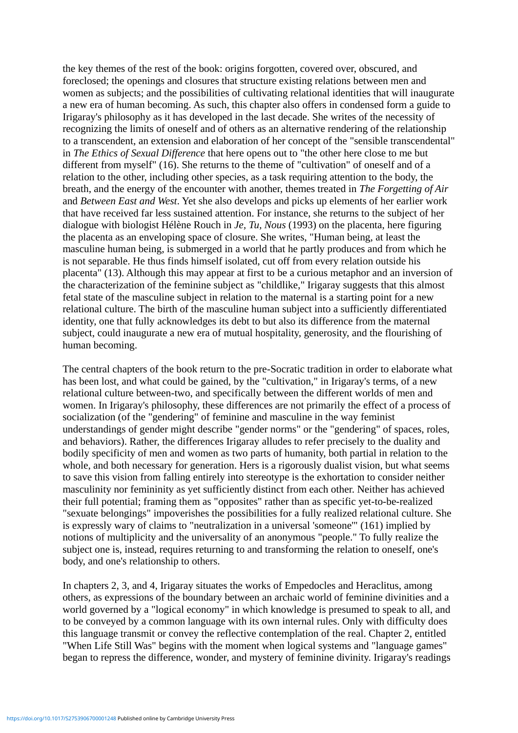the key themes of the rest of the book: origins forgotten, covered over, obscured, and foreclosed; the openings and closures that structure existing relations between men and women as subjects; and the possibilities of cultivating relational identities that will inaugurate a new era of human becoming. As such, this chapter also offers in condensed form a guide to Irigaray's philosophy as it has developed in the last decade. She writes of the necessity of recognizing the limits of oneself and of others as an alternative rendering of the relationship to a transcendent, an extension and elaboration of her concept of the "sensible transcendental" in *The Ethics of Sexual Difference* that here opens out to "the other here close to me but different from myself" (16). She returns to the theme of "cultivation" of oneself and of a relation to the other, including other species, as a task requiring attention to the body, the breath, and the energy of the encounter with another, themes treated in *The Forgetting of Air* and *Between East and West*. Yet she also develops and picks up elements of her earlier work that have received far less sustained attention. For instance, she returns to the subject of her dialogue with biologist Hélène Rouch in *Je, Tu, Nous* (1993) on the placenta, here figuring the placenta as an enveloping space of closure. She writes, "Human being, at least the masculine human being, is submerged in a world that he partly produces and from which he is not separable. He thus finds himself isolated, cut off from every relation outside his placenta" (13). Although this may appear at first to be a curious metaphor and an inversion of the characterization of the feminine subject as "childlike," Irigaray suggests that this almost fetal state of the masculine subject in relation to the maternal is a starting point for a new relational culture. The birth of the masculine human subject into a sufficiently differentiated identity, one that fully acknowledges its debt to but also its difference from the maternal subject, could inaugurate a new era of mutual hospitality, generosity, and the flourishing of human becoming.

The central chapters of the book return to the pre-Socratic tradition in order to elaborate what has been lost, and what could be gained, by the "cultivation," in Irigaray's terms, of a new relational culture between-two, and specifically between the different worlds of men and women. In Irigaray's philosophy, these differences are not primarily the effect of a process of socialization (of the "gendering" of feminine and masculine in the way feminist understandings of gender might describe "gender norms" or the "gendering" of spaces, roles, and behaviors). Rather, the differences Irigaray alludes to refer precisely to the duality and bodily specificity of men and women as two parts of humanity, both partial in relation to the whole, and both necessary for generation. Hers is a rigorously dualist vision, but what seems to save this vision from falling entirely into stereotype is the exhortation to consider neither masculinity nor femininity as yet sufficiently distinct from each other. Neither has achieved their full potential; framing them as "opposites" rather than as specific yet-to-be-realized "sexuate belongings" impoverishes the possibilities for a fully realized relational culture. She is expressly wary of claims to "neutralization in a universal 'someone'" (161) implied by notions of multiplicity and the universality of an anonymous "people." To fully realize the subject one is, instead, requires returning to and transforming the relation to oneself, one's body, and one's relationship to others.

In chapters 2, 3, and 4, Irigaray situates the works of Empedocles and Heraclitus, among others, as expressions of the boundary between an archaic world of feminine divinities and a world governed by a "logical economy" in which knowledge is presumed to speak to all, and to be conveyed by a common language with its own internal rules. Only with difficulty does this language transmit or convey the reflective contemplation of the real. Chapter 2, entitled "When Life Still Was" begins with the moment when logical systems and "language games" began to repress the difference, wonder, and mystery of feminine divinity. Irigaray's readings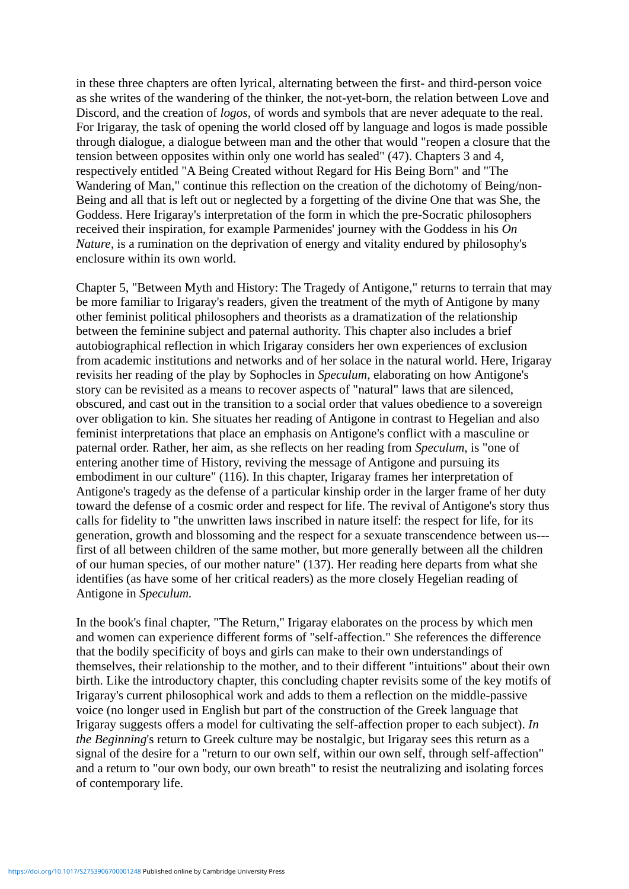in these three chapters are often lyrical, alternating between the first- and third-person voice as she writes of the wandering of the thinker, the not-yet-born, the relation between Love and Discord, and the creation of *logos*, of words and symbols that are never adequate to the real. For Irigaray, the task of opening the world closed off by language and logos is made possible through dialogue, a dialogue between man and the other that would "reopen a closure that the tension between opposites within only one world has sealed" (47). Chapters 3 and 4, respectively entitled "A Being Created without Regard for His Being Born" and "The Wandering of Man," continue this reflection on the creation of the dichotomy of Being/non-Being and all that is left out or neglected by a forgetting of the divine One that was She, the Goddess. Here Irigaray's interpretation of the form in which the pre-Socratic philosophers received their inspiration, for example Parmenides' journey with the Goddess in his *On Nature*, is a rumination on the deprivation of energy and vitality endured by philosophy's enclosure within its own world.

Chapter 5, "Between Myth and History: The Tragedy of Antigone," returns to terrain that may be more familiar to Irigaray's readers, given the treatment of the myth of Antigone by many other feminist political philosophers and theorists as a dramatization of the relationship between the feminine subject and paternal authority. This chapter also includes a brief autobiographical reflection in which Irigaray considers her own experiences of exclusion from academic institutions and networks and of her solace in the natural world. Here, Irigaray revisits her reading of the play by Sophocles in *Speculum*, elaborating on how Antigone's story can be revisited as a means to recover aspects of "natural" laws that are silenced, obscured, and cast out in the transition to a social order that values obedience to a sovereign over obligation to kin. She situates her reading of Antigone in contrast to Hegelian and also feminist interpretations that place an emphasis on Antigone's conflict with a masculine or paternal order. Rather, her aim, as she reflects on her reading from *Speculum*, is "one of entering another time of History, reviving the message of Antigone and pursuing its embodiment in our culture" (116). In this chapter, Irigaray frames her interpretation of Antigone's tragedy as the defense of a particular kinship order in the larger frame of her duty toward the defense of a cosmic order and respect for life. The revival of Antigone's story thus calls for fidelity to "the unwritten laws inscribed in nature itself: the respect for life, for its generation, growth and blossoming and the respect for a sexuate transcendence between us---first of all between children of the same mother, but more generally between all the children of our human species, of our mother nature" (137). Her reading here departs from what she identifies (as have some of her critical readers) as the more closely Hegelian reading of Antigone in *Speculum.*

In the book's final chapter, "The Return," Irigaray elaborates on the process by which men and women can experience different forms of "self-affection." She references the difference that the bodily specificity of boys and girls can make to their own understandings of themselves, their relationship to the mother, and to their different "intuitions" about their own birth. Like the introductory chapter, this concluding chapter revisits some of the key motifs of Irigaray's current philosophical work and adds to them a reflection on the middle-passive voice (no longer used in English but part of the construction of the Greek language that Irigaray suggests offers a model for cultivating the self-affection proper to each subject). *In the Beginning*'s return to Greek culture may be nostalgic, but Irigaray sees this return as a signal of the desire for a "return to our own self, within our own self, through self-affection" and a return to "our own body, our own breath" to resist the neutralizing and isolating forces of contemporary life.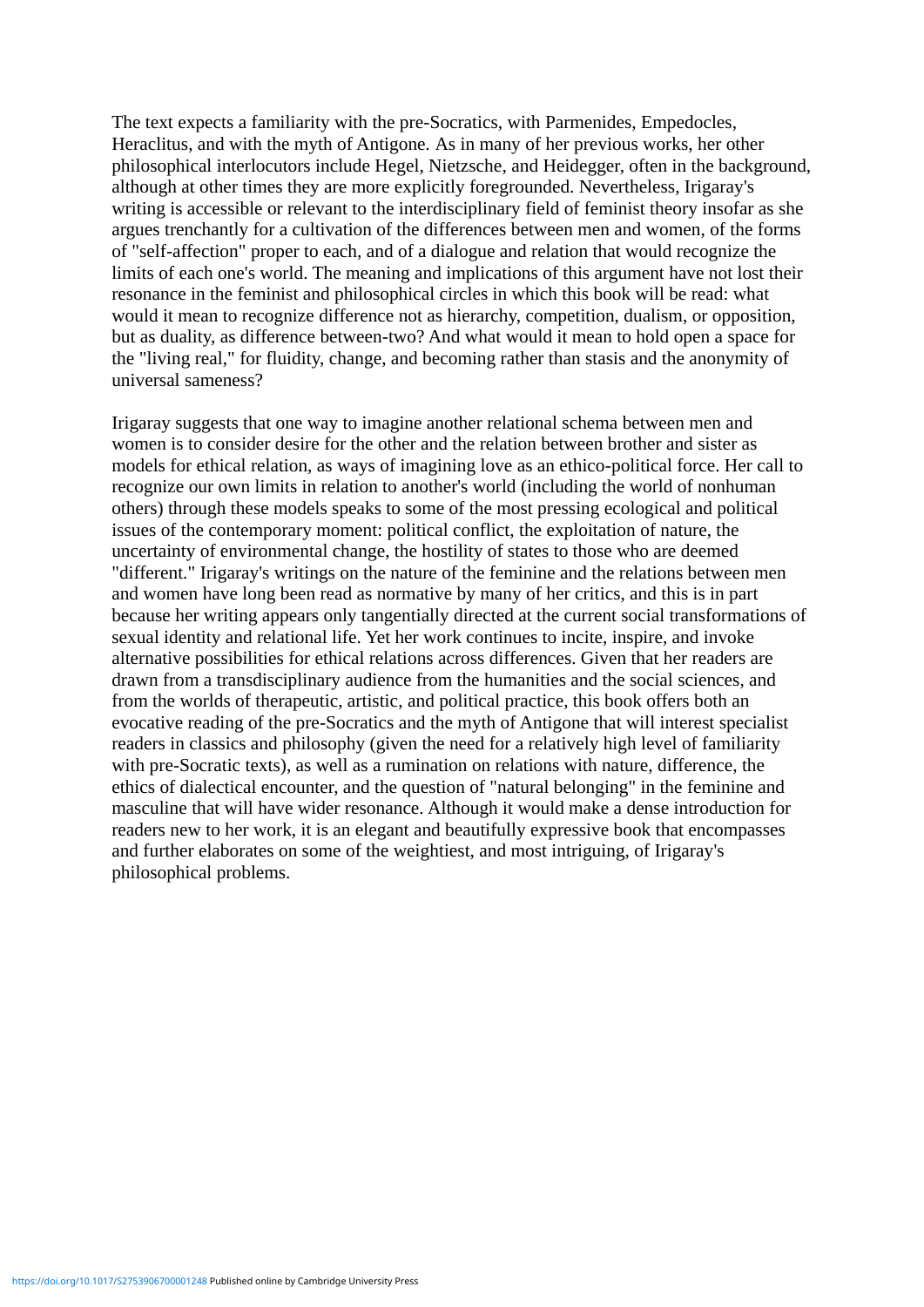The text expects a familiarity with the pre-Socratics, with Parmenides, Empedocles, Heraclitus, and with the myth of Antigone. As in many of her previous works, her other philosophical interlocutors include Hegel, Nietzsche, and Heidegger, often in the background, although at other times they are more explicitly foregrounded. Nevertheless, Irigaray's writing is accessible or relevant to the interdisciplinary field of feminist theory insofar as she argues trenchantly for a cultivation of the differences between men and women, of the forms of "self-affection" proper to each, and of a dialogue and relation that would recognize the limits of each one's world. The meaning and implications of this argument have not lost their resonance in the feminist and philosophical circles in which this book will be read: what would it mean to recognize difference not as hierarchy, competition, dualism, or opposition, but as duality, as difference between-two? And what would it mean to hold open a space for the "living real," for fluidity, change, and becoming rather than stasis and the anonymity of universal sameness?

Irigaray suggests that one way to imagine another relational schema between men and women is to consider desire for the other and the relation between brother and sister as models for ethical relation, as ways of imagining love as an ethico-political force. Her call to recognize our own limits in relation to another's world (including the world of nonhuman others) through these models speaks to some of the most pressing ecological and political issues of the contemporary moment: political conflict, the exploitation of nature, the uncertainty of environmental change, the hostility of states to those who are deemed "different." Irigaray's writings on the nature of the feminine and the relations between men and women have long been read as normative by many of her critics, and this is in part because her writing appears only tangentially directed at the current social transformations of sexual identity and relational life. Yet her work continues to incite, inspire, and invoke alternative possibilities for ethical relations across differences. Given that her readers are drawn from a transdisciplinary audience from the humanities and the social sciences, and from the worlds of therapeutic, artistic, and political practice, this book offers both an evocative reading of the pre-Socratics and the myth of Antigone that will interest specialist readers in classics and philosophy (given the need for a relatively high level of familiarity with pre-Socratic texts), as well as a rumination on relations with nature, difference, the ethics of dialectical encounter, and the question of "natural belonging" in the feminine and masculine that will have wider resonance. Although it would make a dense introduction for readers new to her work, it is an elegant and beautifully expressive book that encompasses and further elaborates on some of the weightiest, and most intriguing, of Irigaray's philosophical problems.